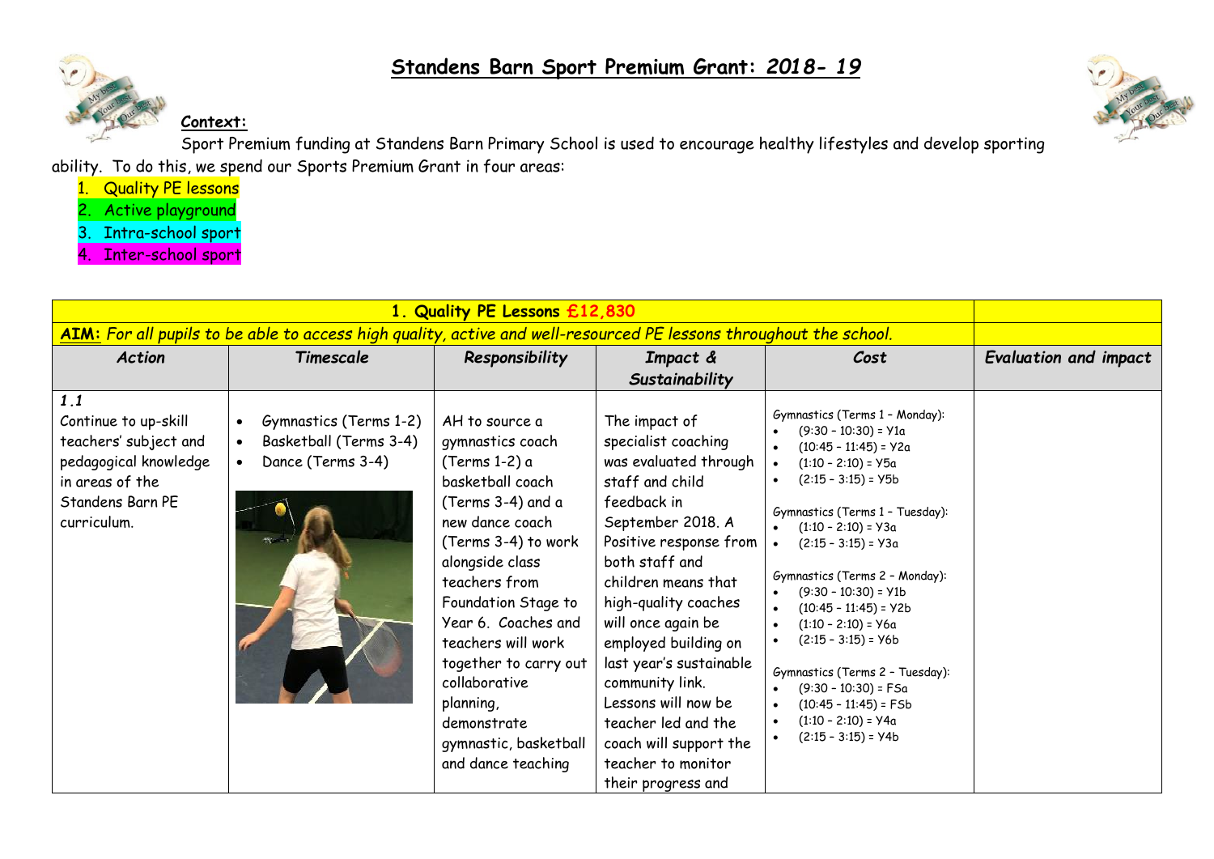# Standens Barn Sport Premium Grant: *2018- 19*

**Context:**

Sport Premium funding at Standens Barn Primary School is used to encourage healthy lifestyles and develop sporting ability. To do this, we spend our Sports Premium Grant in four areas:

1. Quality PE lessons
2. Active playground
3. Intra-school sport
4. Inter-school sport

| 1. Quality PE Lessons £12,830 | | | | | |
|---|---|---|---|---|---|
| **AIM:** *For all pupils to be able to access high quality, active and well-resourced PE lessons throughout the school.* | | | | | |
| ***Action*** | ***Timescale*** | ***Responsibility*** | ***Impact & Sustainability*** | ***Cost*** | ***Evaluation and impact*** |
| *1.1* Continue to up-skill teachers' subject and pedagogical knowledge in areas of the Standens Barn PE curriculum. | • Gymnastics (Terms 1-2) • Basketball (Terms 3-4) • Dance (Terms 3-4) | AH to source a gymnastics coach (Terms 1-2) a basketball coach (Terms 3-4) and a new dance coach (Terms 3-4) to work alongside class teachers from Foundation Stage to Year 6. Coaches and teachers will work together to carry out collaborative planning, demonstrate gymnastic, basketball and dance teaching | The impact of specialist coaching was evaluated through staff and child feedback in September 2018. A Positive response from both staff and children means that high-quality coaches will once again be employed building on last year's sustainable community link. Lessons will now be teacher led and the coach will support the teacher to monitor their progress and | Gymnastics (Terms 1 – Monday): • (9:30 – 10:30) = Y1a • (10:45 – 11:45) = Y2a • (1:10 – 2:10) = Y5a • (2:15 – 3:15) = Y5b Gymnastics (Terms 1 – Tuesday): • (1:10 – 2:10) = Y3a • (2:15 – 3:15) = Y3a Gymnastics (Terms 2 – Monday): • (9:30 – 10:30) = Y1b • (10:45 – 11:45) = Y2b • (1:10 – 2:10) = Y6a • (2:15 – 3:15) = Y6b Gymnastics (Terms 2 – Tuesday): • (9:30 – 10:30) = FSa • (10:45 – 11:45) = FSb • (1:10 – 2:10) = Y4a • (2:15 – 3:15) = Y4b | |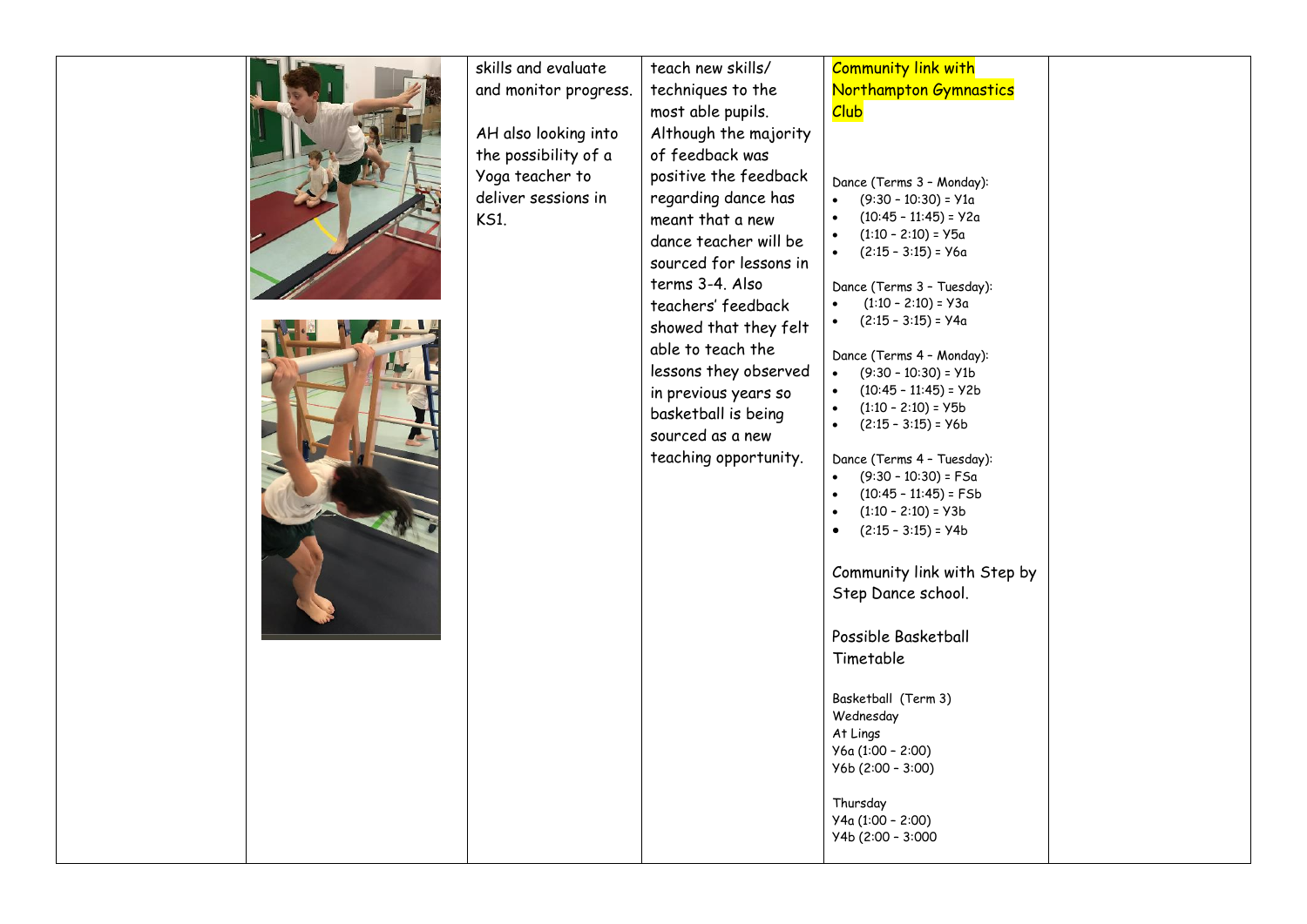| | | | | | |
|---|---|---|---|---|---|
| | | skills and evaluate and monitor progress.<br><br>AH also looking into the possibility of a Yoga teacher to deliver sessions in KS1. | teach new skills/ techniques to the most able pupils. Although the majority of feedback was positive the feedback regarding dance has meant that a new dance teacher will be sourced for lessons in terms 3-4. Also teachers' feedback showed that they felt able to teach the lessons they observed in previous years so basketball is being sourced as a new teaching opportunity. | Community link with Northampton Gymnastics Club<br><br>Dance (Terms 3 – Monday):<br>• (9:30 – 10:30) = Y1a<br>• (10:45 – 11:45) = Y2a<br>• (1:10 – 2:10) = Y5a<br>• (2:15 – 3:15) = Y6a<br><br>Dance (Terms 3 – Tuesday):<br>• (1:10 – 2:10) = Y3a<br>• (2:15 – 3:15) = Y4a<br><br>Dance (Terms 4 – Monday):<br>• (9:30 – 10:30) = Y1b<br>• (10:45 – 11:45) = Y2b<br>• (1:10 – 2:10) = Y5b<br>• (2:15 – 3:15) = Y6b<br><br>Dance (Terms 4 – Tuesday):<br>• (9:30 – 10:30) = FSa<br>• (10:45 – 11:45) = FSb<br>• (1:10 – 2:10) = Y3b<br>• (2:15 – 3:15) = Y4b<br><br>Community link with Step by Step Dance school.<br><br>Possible Basketball Timetable<br><br>Basketball (Term 3)<br>Wednesday<br>At Lings<br>Y6a (1:00 – 2:00)<br>Y6b (2:00 – 3:00)<br><br>Thursday<br>Y4a (1:00 – 2:00)<br>Y4b (2:00 – 3:000 | |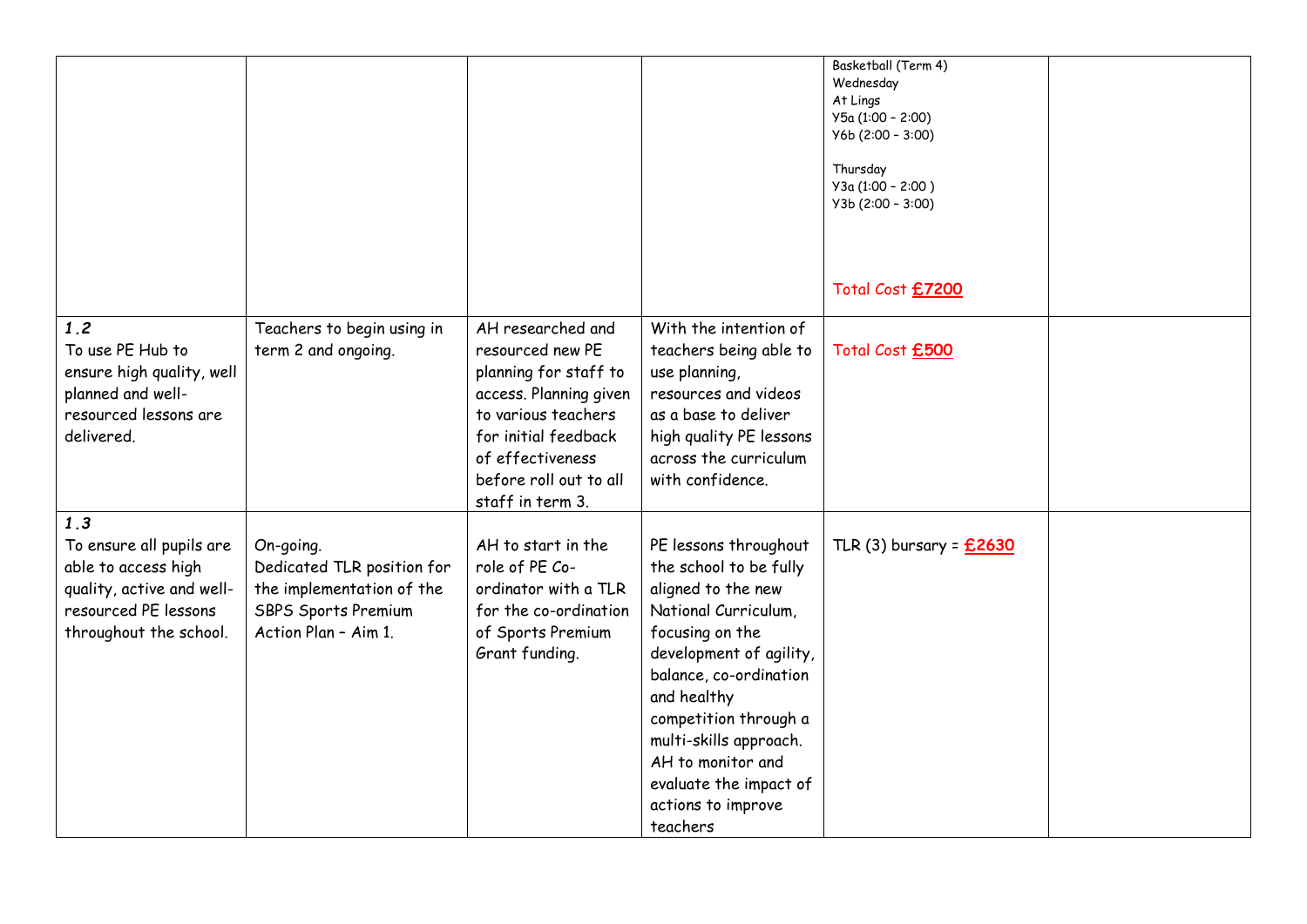| | | | | | |
|---|---|---|---|---|---|
| | | | | Basketball (Term 4)<br>Wednesday<br>At Lings<br>Y5a (1:00 – 2:00)<br>Y6b (2:00 – 3:00)<br><br>Thursday<br>Y3a (1:00 – 2:00 )<br>Y3b (2:00 – 3:00)<br><br>Total Cost **£7200** | |
| ***1.2***<br>To use PE Hub to ensure high quality, well planned and well-resourced lessons are delivered. | Teachers to begin using in term 2 and ongoing. | AH researched and resourced new PE planning for staff to access. Planning given to various teachers for initial feedback of effectiveness before roll out to all staff in term 3. | With the intention of teachers being able to use planning, resources and videos as a base to deliver high quality PE lessons across the curriculum with confidence. | Total Cost **£500** | |
| ***1.3***<br>To ensure all pupils are able to access high quality, active and well-resourced PE lessons throughout the school. | On-going.<br>Dedicated TLR position for the implementation of the SBPS Sports Premium Action Plan – Aim 1. | AH to start in the role of PE Co-ordinator with a TLR for the co-ordination of Sports Premium Grant funding. | PE lessons throughout the school to be fully aligned to the new National Curriculum, focusing on the development of agility, balance, co-ordination and healthy competition through a multi-skills approach. AH to monitor and evaluate the impact of actions to improve teachers | TLR (3) bursary = **£2630** | |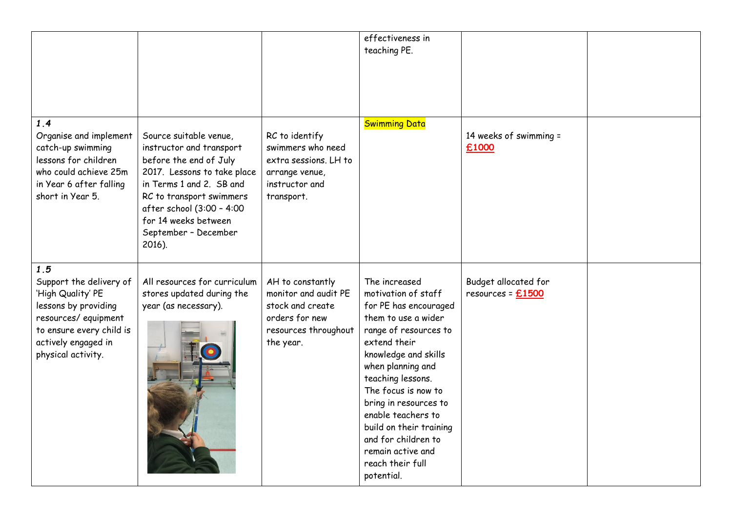| | | | | | |
|---|---|---|---|---|---|
| | | | effectiveness in teaching PE. | | |
| ***1.4*** Organise and implement catch-up swimming lessons for children who could achieve 25m in Year 6 after falling short in Year 5. | Source suitable venue, instructor and transport before the end of July 2017. Lessons to take place in Terms 1 and 2. SB and RC to transport swimmers after school (3:00 – 4:00 for 14 weeks between September – December 2016). | RC to identify swimmers who need extra sessions. LH to arrange venue, instructor and transport. | Swimming Data | 14 weeks of swimming = **£1000** | |
| ***1.5*** Support the delivery of 'High Quality' PE lessons by providing resources/ equipment to ensure every child is actively engaged in physical activity. | All resources for curriculum stores updated during the year (as necessary). | AH to constantly monitor and audit PE stock and create orders for new resources throughout the year. | The increased motivation of staff for PE has encouraged them to use a wider range of resources to extend their knowledge and skills when planning and teaching lessons. The focus is now to bring in resources to enable teachers to build on their training and for children to remain active and reach their full potential. | Budget allocated for resources = **£1500** | |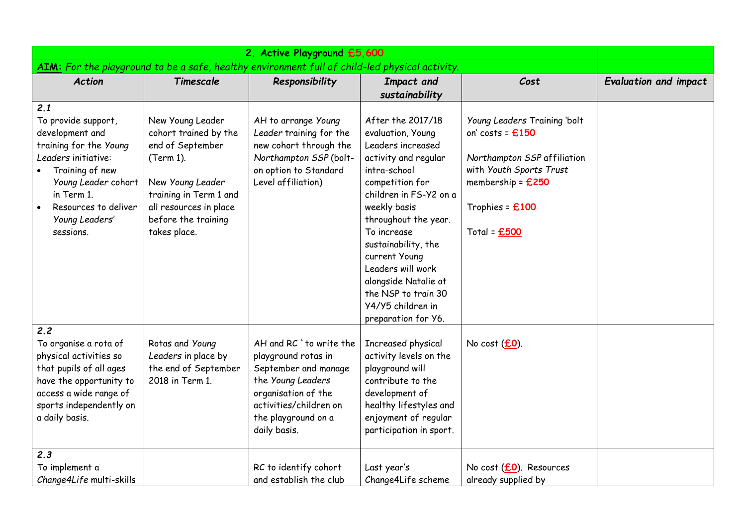| **2. Active Playground £5,600** | | | | | |
|---|---|---|---|---|---|
| **AIM:** *For the playground to be a safe, healthy environment full of child-led physical activity.* | | | | | |
| ***Action*** | ***Timescale*** | ***Responsibility*** | ***Impact and sustainability*** | ***Cost*** | ***Evaluation and impact*** |
| ***2.1*** To provide support, development and training for the *Young Leaders* initiative: • Training of new *Young Leader* cohort in Term 1. • Resources to deliver *Young Leaders'* sessions. | New Young Leader cohort trained by the end of September (Term 1). New *Young Leader* training in Term 1 and all resources in place before the training takes place. | AH to arrange *Young Leader* training for the new cohort through the *Northampton SSP* (bolt-on option to Standard Level affiliation) | After the 2017/18 evaluation, Young Leaders increased activity and regular intra-school competition for children in FS-Y2 on a weekly basis throughout the year. To increase sustainability, the current Young Leaders will work alongside Natalie at the NSP to train 30 Y4/Y5 children in preparation for Y6. | *Young Leaders* Training 'bolt on' costs = **£150** *Northampton SSP* affiliation with *Youth Sports Trust* membership = **£250** Trophies = **£100** Total = **£500** | |
| ***2.2*** To organise a rota of physical activities so that pupils of all ages have the opportunity to access a wide range of sports independently on a daily basis. | Rotas and *Young Leaders* in place by the end of September 2018 in Term 1. | AH and RC `to write the playground rotas in September and manage the *Young Leaders* organisation of the activities/children on the playground on a daily basis. | Increased physical activity levels on the playground will contribute to the development of healthy lifestyles and enjoyment of regular participation in sport. | No cost (**£0**). | |
| ***2.3*** To implement a *Change4Life* multi-skills | | RC to identify cohort and establish the club | Last year's Change4Life scheme | No cost (**£0**). Resources already supplied by | |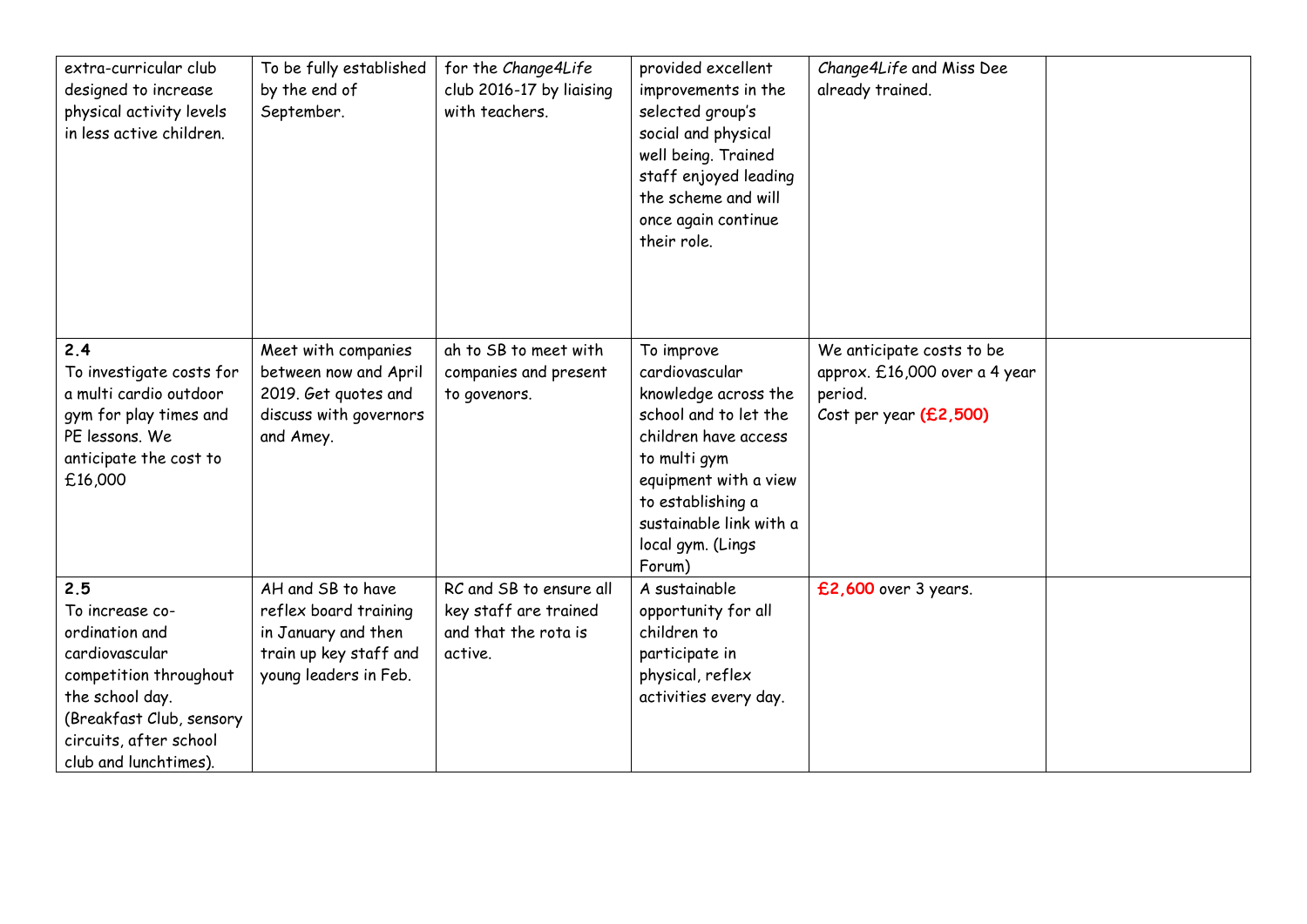| | | | | | |
|---|---|---|---|---|---|
| extra-curricular club designed to increase physical activity levels in less active children. | To be fully established by the end of September. | for the *Change4Life* club 2016-17 by liaising with teachers. | provided excellent improvements in the selected group's social and physical well being. Trained staff enjoyed leading the scheme and will once again continue their role. | *Change4Life* and Miss Dee already trained. | |
| **2.4** To investigate costs for a multi cardio outdoor gym for play times and PE lessons. We anticipate the cost to £16,000 | Meet with companies between now and April 2019. Get quotes and discuss with governors and Amey. | ah to SB to meet with companies and present to govenors. | To improve cardiovascular knowledge across the school and to let the children have access to multi gym equipment with a view to establishing a sustainable link with a local gym. (Lings Forum) | We anticipate costs to be approx. £16,000 over a 4 year period. Cost per year **(£2,500)** | |
| **2.5** To increase co-ordination and cardiovascular competition throughout the school day. (Breakfast Club, sensory circuits, after school club and lunchtimes). | AH and SB to have reflex board training in January and then train up key staff and young leaders in Feb. | RC and SB to ensure all key staff are trained and that the rota is active. | A sustainable opportunity for all children to participate in physical, reflex activities every day. | **£2,600** over 3 years. | |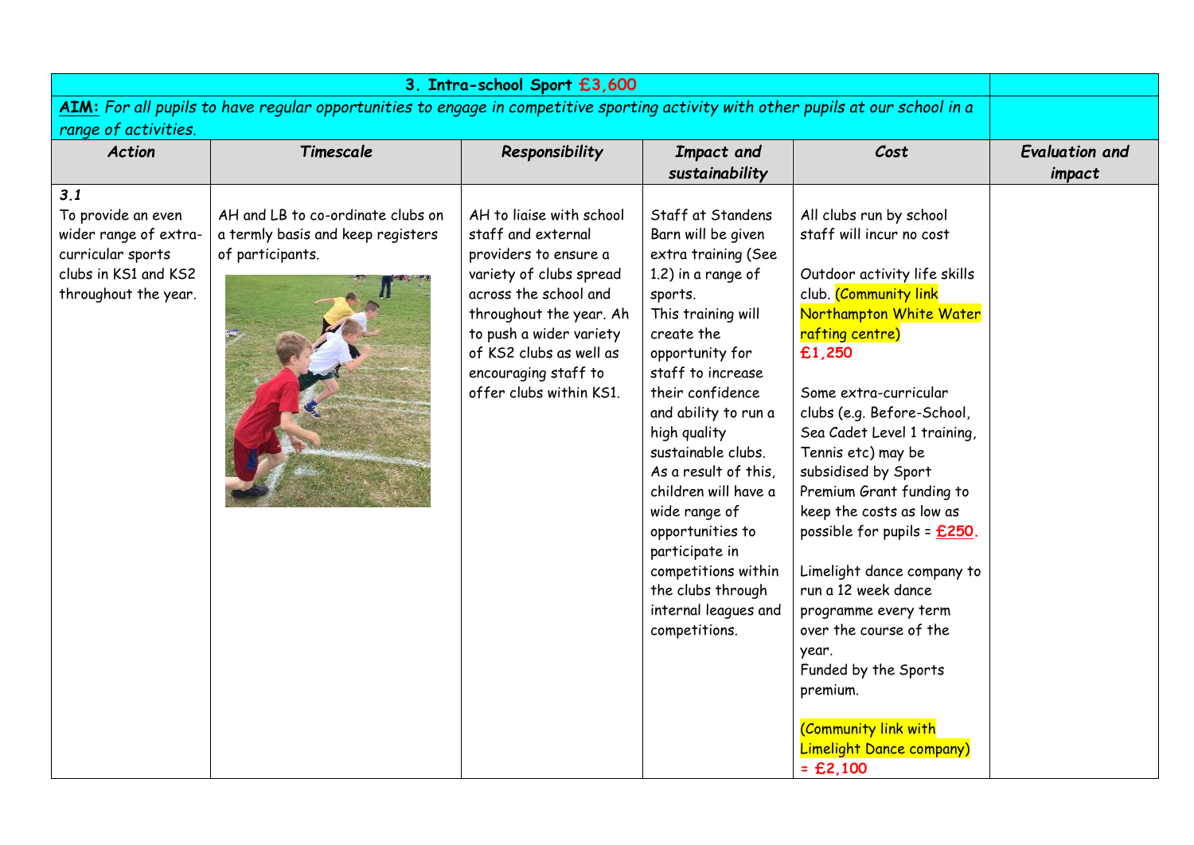| 3. Intra-school Sport £3,600 | | | | | |
|---|---|---|---|---|---|
| **AIM:** *For all pupils to have regular opportunities to engage in competitive sporting activity with other pupils at our school in a range of activities.* | | | | | |
| ***Action*** | ***Timescale*** | ***Responsibility*** | ***Impact and sustainability*** | ***Cost*** | ***Evaluation and impact*** |
| ***3.1*** To provide an even wider range of extra-curricular sports clubs in KS1 and KS2 throughout the year. | AH and LB to co-ordinate clubs on a termly basis and keep registers of participants. | AH to liaise with school staff and external providers to ensure a variety of clubs spread across the school and throughout the year. Ah to push a wider variety of KS2 clubs as well as encouraging staff to offer clubs within KS1. | Staff at Standens Barn will be given extra training (See 1.2) in a range of sports. This training will create the opportunity for staff to increase their confidence and ability to run a high quality sustainable clubs. As a result of this, children will have a wide range of opportunities to participate in competitions within the clubs through internal leagues and competitions. | All clubs run by school staff will incur no cost<br><br>Outdoor activity life skills club. (Community link Northampton White Water rafting centre) **£1,250**<br><br>Some extra-curricular clubs (e.g. Before-School, Sea Cadet Level 1 training, Tennis etc) may be subsidised by Sport Premium Grant funding to keep the costs as low as possible for pupils = **£250**.<br><br>Limelight dance company to run a 12 week dance programme every term over the course of the year.<br>Funded by the Sports premium.<br><br>(Community link with Limelight Dance company) = **£2,100** | |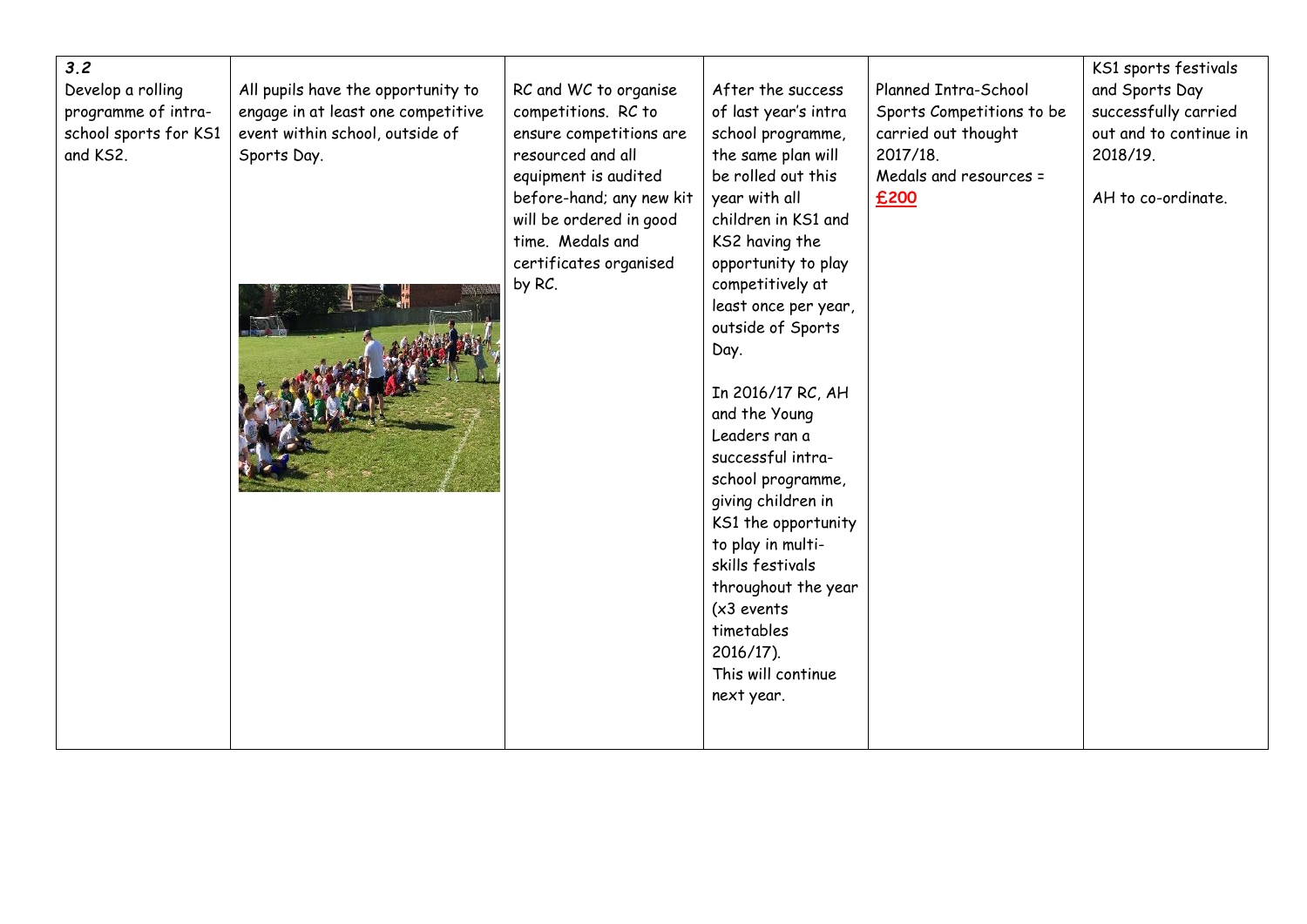| *3.2* Develop a rolling programme of intra-school sports for KS1 and KS2. | All pupils have the opportunity to engage in at least one competitive event within school, outside of Sports Day. | RC and WC to organise competitions. RC to ensure competitions are resourced and all equipment is audited before-hand; any new kit will be ordered in good time. Medals and certificates organised by RC. | After the success of last year's intra school programme, the same plan will be rolled out this year with all children in KS1 and KS2 having the opportunity to play competitively at least once per year, outside of Sports Day. <br><br> In 2016/17 RC, AH and the Young Leaders ran a successful intra-school programme, giving children in KS1 the opportunity to play in multi-skills festivals throughout the year (x3 events timetables 2016/17). This will continue next year. | Planned Intra-School Sports Competitions to be carried out thought 2017/18. Medals and resources = **£200** | KS1 sports festivals and Sports Day successfully carried out and to continue in 2018/19. <br><br> AH to co-ordinate. |
|---|---|---|---|---|---|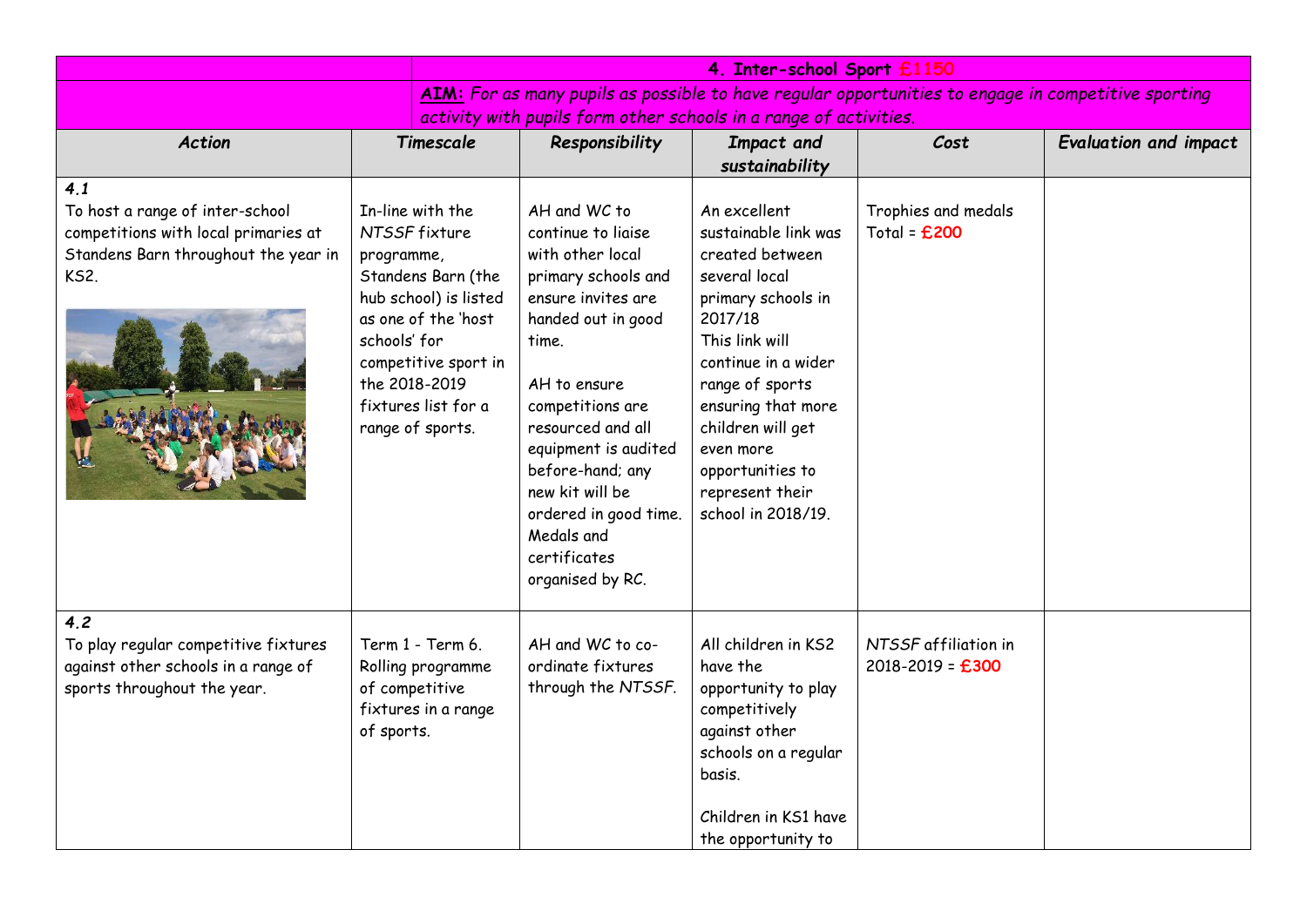| | **4. Inter-school Sport £1150** | | | | |
|---|---|---|---|---|---|
| | ***AIM:*** *For as many pupils as possible to have regular opportunities to engage in competitive sporting activity with pupils form other schools in a range of activities.* | | | | |
| ***Action*** | ***Timescale*** | ***Responsibility*** | ***Impact and sustainability*** | ***Cost*** | ***Evaluation and impact*** |
| ***4.1*** To host a range of inter-school competitions with local primaries at Standens Barn throughout the year in KS2. | In-line with the *NTSSF* fixture programme, Standens Barn (the hub school) is listed as one of the 'host schools' for competitive sport in the 2018-2019 fixtures list for a range of sports. | AH and WC to continue to liaise with other local primary schools and ensure invites are handed out in good time. AH to ensure competitions are resourced and all equipment is audited before-hand; any new kit will be ordered in good time. Medals and certificates organised by RC. | An excellent sustainable link was created between several local primary schools in 2017/18 This link will continue in a wider range of sports ensuring that more children will get even more opportunities to represent their school in 2018/19. | Trophies and medals Total = **£200** | |
| ***4.2*** To play regular competitive fixtures against other schools in a range of sports throughout the year. | Term 1 - Term 6. Rolling programme of competitive fixtures in a range of sports. | AH and WC to co-ordinate fixtures through the *NTSSF*. | All children in KS2 have the opportunity to play competitively against other schools on a regular basis. Children in KS1 have the opportunity to | *NTSSF* affiliation in 2018-2019 = **£300** | |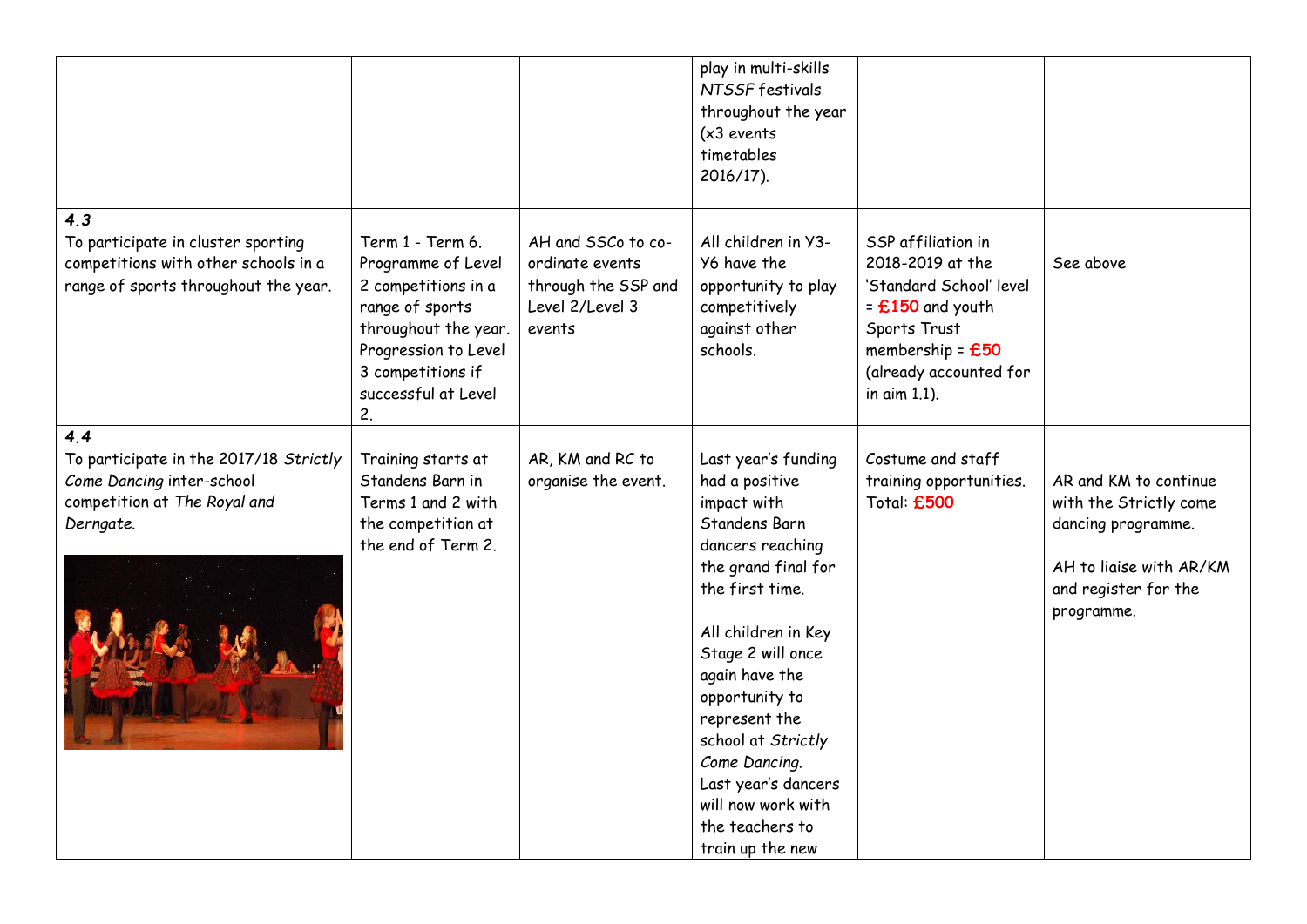| | | | | | |
|---|---|---|---|---|---|
| | | | play in multi-skills *NTSSF* festivals throughout the year (x3 events timetables 2016/17). | | |
| ***4.3***<br>To participate in cluster sporting competitions with other schools in a range of sports throughout the year. | Term 1 - Term 6. Programme of Level 2 competitions in a range of sports throughout the year. Progression to Level 3 competitions if successful at Level 2. | AH and SSCo to co-ordinate events through the SSP and Level 2/Level 3 events | All children in Y3-Y6 have the opportunity to play competitively against other schools. | SSP affiliation in 2018-2019 at the 'Standard School' level = **£150** and youth Sports Trust membership = **£50** (already accounted for in aim 1.1). | See above |
| ***4.4***<br>To participate in the 2017/18 *Strictly Come Dancing* inter-school competition at *The Royal and Derngate.* | Training starts at Standens Barn in Terms 1 and 2 with the competition at the end of Term 2. | AR, KM and RC to organise the event. | Last year's funding had a positive impact with Standens Barn dancers reaching the grand final for the first time.<br><br>All children in Key Stage 2 will once again have the opportunity to represent the school at *Strictly Come Dancing.* Last year's dancers will now work with the teachers to train up the new | Costume and staff training opportunities. Total: **£500** | AR and KM to continue with the Strictly come dancing programme.<br><br>AH to liaise with AR/KM and register for the programme. |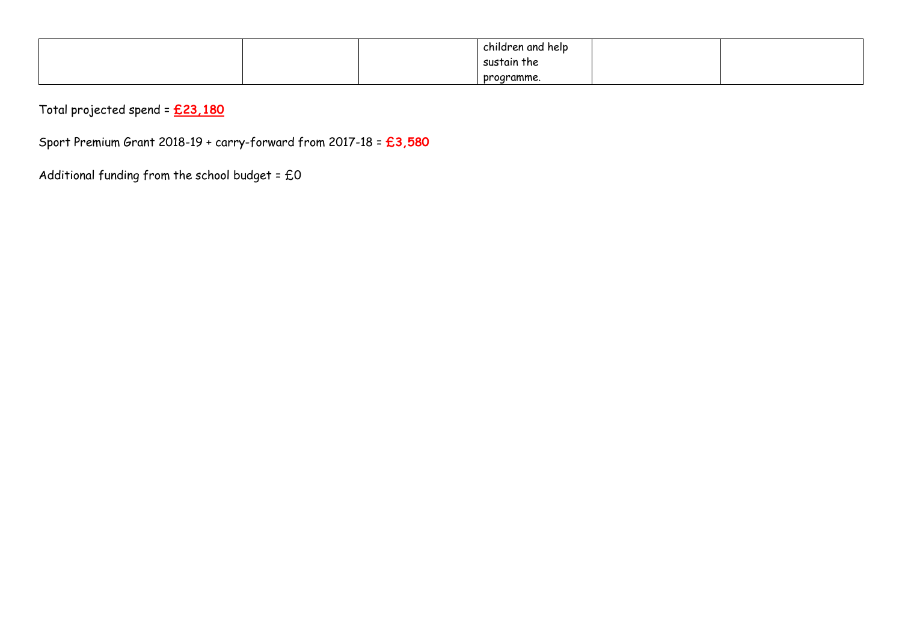| | | | | | |
|---|---|---|---|---|---|
| | | | children and help sustain the programme. | | |

Total projected spend = **£23,180**

Sport Premium Grant 2018-19 + carry-forward from 2017-18 = **£3,580**

Additional funding from the school budget = £0